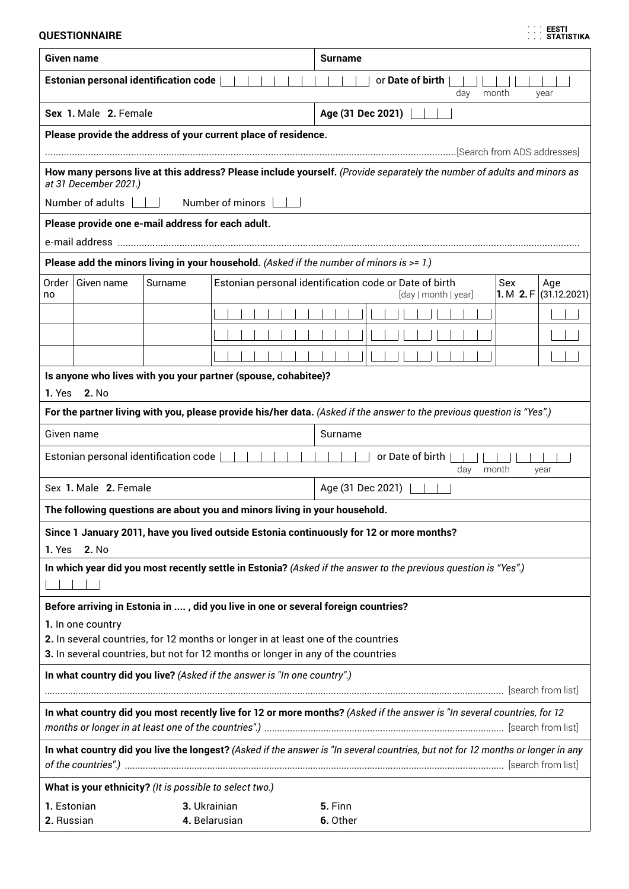**QUESTIONNAIRE**

EESTI STATISTIKA

| **Given name** | **Surname** |
|---|---|
| **Estonian personal identification code** \|\_\|\_\|\_\|\_\|\_\|\_\|\_\|\_\|\_\|\_\|\_\| | or **Date of birth** \|\_\|\_\| \|\_\|\_\| \|\_\|\_\|\_\|\_\| day month year |
| **Sex 1.** Male **2.** Female | **Age (31 Dec 2021)** \|\_\|\_\|\_\| |

**Please provide the address of your current place of residence.**

.......................................................................................................................................[Search from ADS addresses]

**How many persons live at this address? Please include yourself.** *(Provide separately the number of adults and minors as at 31 December 2021.)*

Number of adults \|\_\|\_\| Number of minors \|\_\|\_\|

**Please provide one e-mail address for each adult.**

e-mail address ..........................................................................................................................................................

**Please add the minors living in your household.** *(Asked if the number of minors is >= 1.)*

| Order no | Given name | Surname | Estonian personal identification code or Date of birth [day \| month \| year] | Sex **1.** M **2.** F | Age (31.12.2021) |
|---|---|---|---|---|---|
| | | | | | |
| | | | | | |
| | | | | | |

**Is anyone who lives with you your partner (spouse, cohabitee)?**

**1.** Yes **2.** No

**For the partner living with you, please provide his/her data.** *(Asked if the answer to the previous question is "Yes".)*

| Given name | Surname |
|---|---|
| Estonian personal identification code \|\_\|\_\|\_\|\_\|\_\|\_\|\_\|\_\|\_\|\_\|\_\| | or Date of birth \|\_\|\_\| \|\_\|\_\| \|\_\|\_\|\_\|\_\| day month year |
| Sex **1.** Male **2.** Female | Age (31 Dec 2021) \|\_\|\_\|\_\| |

**The following questions are about you and minors living in your household.**

**Since 1 January 2011, have you lived outside Estonia continuously for 12 or more months?**

**1.** Yes **2.** No

**In which year did you most recently settle in Estonia?** *(Asked if the answer to the previous question is "Yes".)*

\|\_\|\_\|\_\|\_\|

**Before arriving in Estonia in .... , did you live in one or several foreign countries?**

**1.** In one country
**2.** In several countries, for 12 months or longer in at least one of the countries
**3.** In several countries, but not for 12 months or longer in any of the countries

**In what country did you live?** *(Asked if the answer is "In one country".)*

.......................................................................................................................................... [search from list]

**In what country did you most recently live for 12 or more months?** *(Asked if the answer is "In several countries, for 12 months or longer in at least one of the countries".)* ........................................................................ [search from list]

**In what country did you live the longest?** *(Asked if the answer is "In several countries, but not for 12 months or longer in any of the countries".)* .............................................................................................. [search from list]

**What is your ethnicity?** *(It is possible to select two.)*

**1.** Estonian
**2.** Russian
**3.** Ukrainian
**4.** Belarusian
**5.** Finn
**6.** Other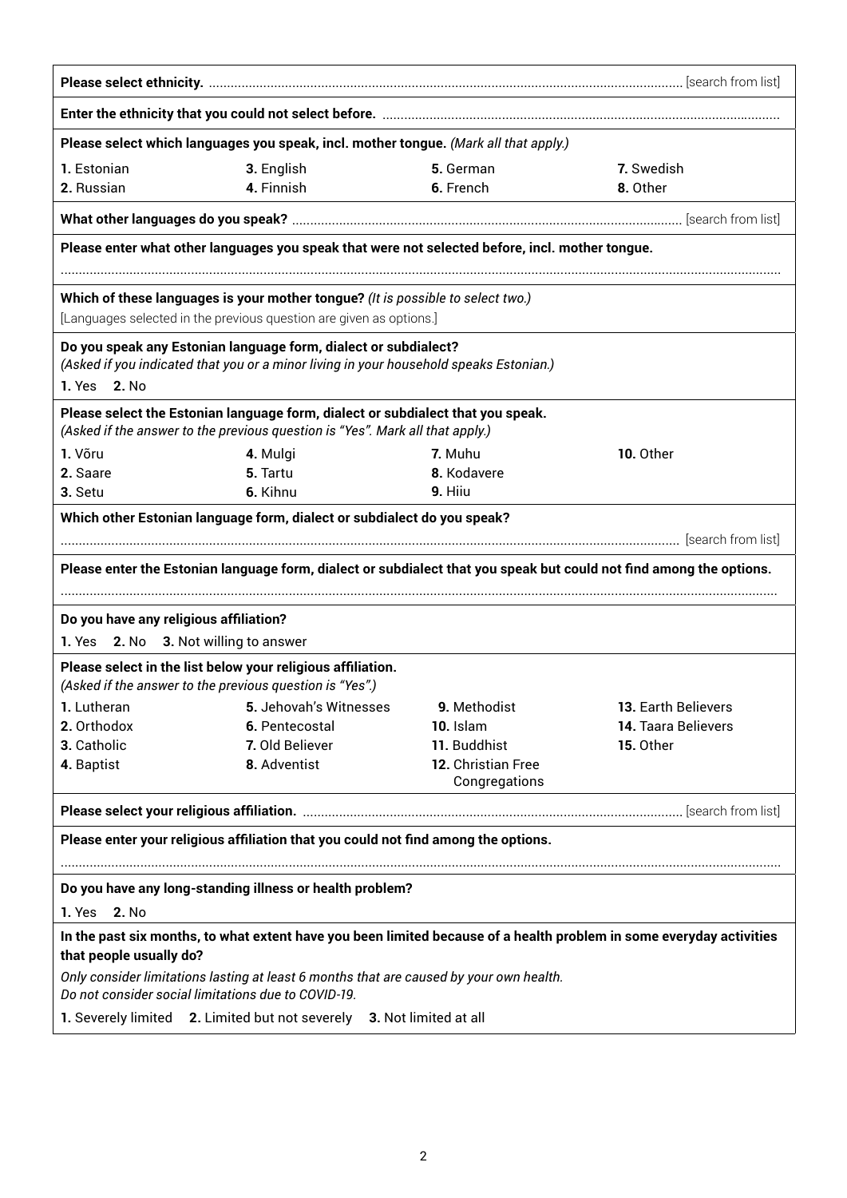**Please select ethnicity.** .................................................................................................................................... [search from list]

**Enter the ethnicity that you could not select before.** ..............................................................................................................

**Please select which languages you speak, incl. mother tongue.** *(Mark all that apply.)*

**1.** Estonian
**2.** Russian
**3.** English
**4.** Finnish
**5.** German
**6.** French
**7.** Swedish
**8.** Other

**What other languages do you speak?** ........................................................................................................... [search from list]

**Please enter what other languages you speak that were not selected before, incl. mother tongue.**

..........................................................................................................................................................................................

**Which of these languages is your mother tongue?** *(It is possible to select two.)*

[Languages selected in the previous question are given as options.]

**Do you speak any Estonian language form, dialect or subdialect?**
*(Asked if you indicated that you or a minor living in your household speaks Estonian.)*

**1.** Yes **2.** No

**Please select the Estonian language form, dialect or subdialect that you speak.**
*(Asked if the answer to the previous question is "Yes". Mark all that apply.)*

**1.** Võru
**2.** Saare
**3.** Setu
**4.** Mulgi
**5.** Tartu
**6.** Kihnu
**7.** Muhu
**8.** Kodavere
**9.** Hiiu
**10.** Other

**Which other Estonian language form, dialect or subdialect do you speak?**

.......................................................................................................................................................................... [search from list]

**Please enter the Estonian language form, dialect or subdialect that you speak but could not find among the options.**

..........................................................................................................................................................................................

**Do you have any religious affiliation?**

**1.** Yes **2.** No **3.** Not willing to answer

**Please select in the list below your religious affiliation.**
*(Asked if the answer to the previous question is "Yes".)*

**1.** Lutheran
**2.** Orthodox
**3.** Catholic
**4.** Baptist
**5.** Jehovah's Witnesses
**6.** Pentecostal
**7.** Old Believer
**8.** Adventist
**9.** Methodist
**10.** Islam
**11.** Buddhist
**12.** Christian Free Congregations
**13.** Earth Believers
**14.** Taara Believers
**15.** Other

**Please select your religious affiliation.** ......................................................................................................... [search from list]

**Please enter your religious affiliation that you could not find among the options.**

..........................................................................................................................................................................................

**Do you have any long-standing illness or health problem?**

**1.** Yes **2.** No

**In the past six months, to what extent have you been limited because of a health problem in some everyday activities that people usually do?**

*Only consider limitations lasting at least 6 months that are caused by your own health.*
*Do not consider social limitations due to COVID-19.*

**1.** Severely limited **2.** Limited but not severely **3.** Not limited at all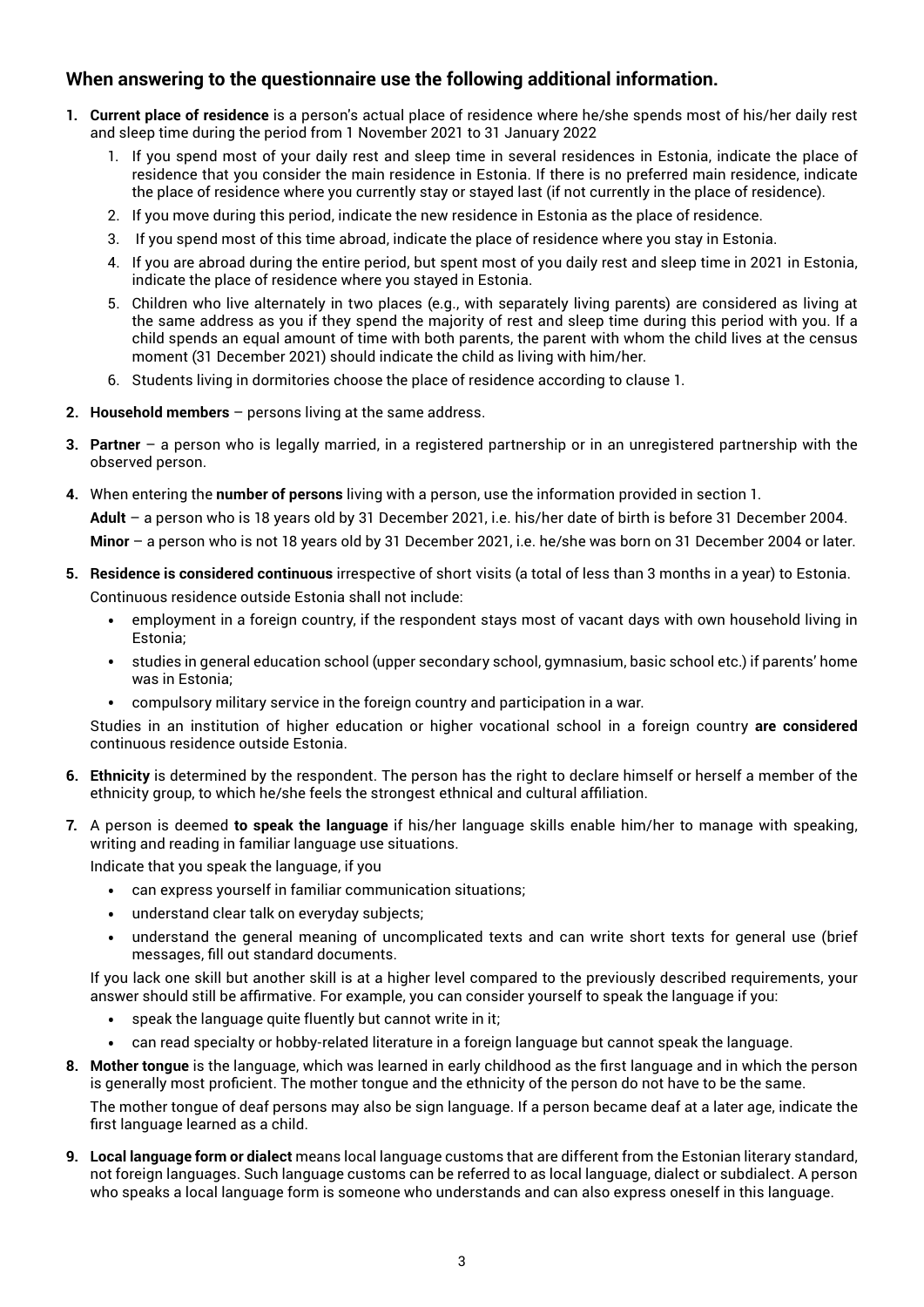## When answering to the questionnaire use the following additional information.

1. **Current place of residence** is a person's actual place of residence where he/she spends most of his/her daily rest and sleep time during the period from 1 November 2021 to 31 January 2022
    1. If you spend most of your daily rest and sleep time in several residences in Estonia, indicate the place of residence that you consider the main residence in Estonia. If there is no preferred main residence, indicate the place of residence where you currently stay or stayed last (if not currently in the place of residence).
    2. If you move during this period, indicate the new residence in Estonia as the place of residence.
    3. If you spend most of this time abroad, indicate the place of residence where you stay in Estonia.
    4. If you are abroad during the entire period, but spent most of you daily rest and sleep time in 2021 in Estonia, indicate the place of residence where you stayed in Estonia.
    5. Children who live alternately in two places (e.g., with separately living parents) are considered as living at the same address as you if they spend the majority of rest and sleep time during this period with you. If a child spends an equal amount of time with both parents, the parent with whom the child lives at the census moment (31 December 2021) should indicate the child as living with him/her.
    6. Students living in dormitories choose the place of residence according to clause 1.
2. **Household members** – persons living at the same address.
3. **Partner** – a person who is legally married, in a registered partnership or in an unregistered partnership with the observed person.
4. When entering the **number of persons** living with a person, use the information provided in section 1.

    **Adult** – a person who is 18 years old by 31 December 2021, i.e. his/her date of birth is before 31 December 2004.

    **Minor** – a person who is not 18 years old by 31 December 2021, i.e. he/she was born on 31 December 2004 or later.
5. **Residence is considered continuous** irrespective of short visits (a total of less than 3 months in a year) to Estonia.

    Continuous residence outside Estonia shall not include:
    - employment in a foreign country, if the respondent stays most of vacant days with own household living in Estonia;
    - studies in general education school (upper secondary school, gymnasium, basic school etc.) if parents' home was in Estonia;
    - compulsory military service in the foreign country and participation in a war.

    Studies in an institution of higher education or higher vocational school in a foreign country **are considered** continuous residence outside Estonia.
6. **Ethnicity** is determined by the respondent. The person has the right to declare himself or herself a member of the ethnicity group, to which he/she feels the strongest ethnical and cultural affiliation.
7. A person is deemed **to speak the language** if his/her language skills enable him/her to manage with speaking, writing and reading in familiar language use situations.

    Indicate that you speak the language, if you
    - can express yourself in familiar communication situations;
    - understand clear talk on everyday subjects;
    - understand the general meaning of uncomplicated texts and can write short texts for general use (brief messages, fill out standard documents.

    If you lack one skill but another skill is at a higher level compared to the previously described requirements, your answer should still be affirmative. For example, you can consider yourself to speak the language if you:
    - speak the language quite fluently but cannot write in it;
    - can read specialty or hobby-related literature in a foreign language but cannot speak the language.
8. **Mother tongue** is the language, which was learned in early childhood as the first language and in which the person is generally most proficient. The mother tongue and the ethnicity of the person do not have to be the same.

    The mother tongue of deaf persons may also be sign language. If a person became deaf at a later age, indicate the first language learned as a child.
9. **Local language form or dialect** means local language customs that are different from the Estonian literary standard, not foreign languages. Such language customs can be referred to as local language, dialect or subdialect. A person who speaks a local language form is someone who understands and can also express oneself in this language.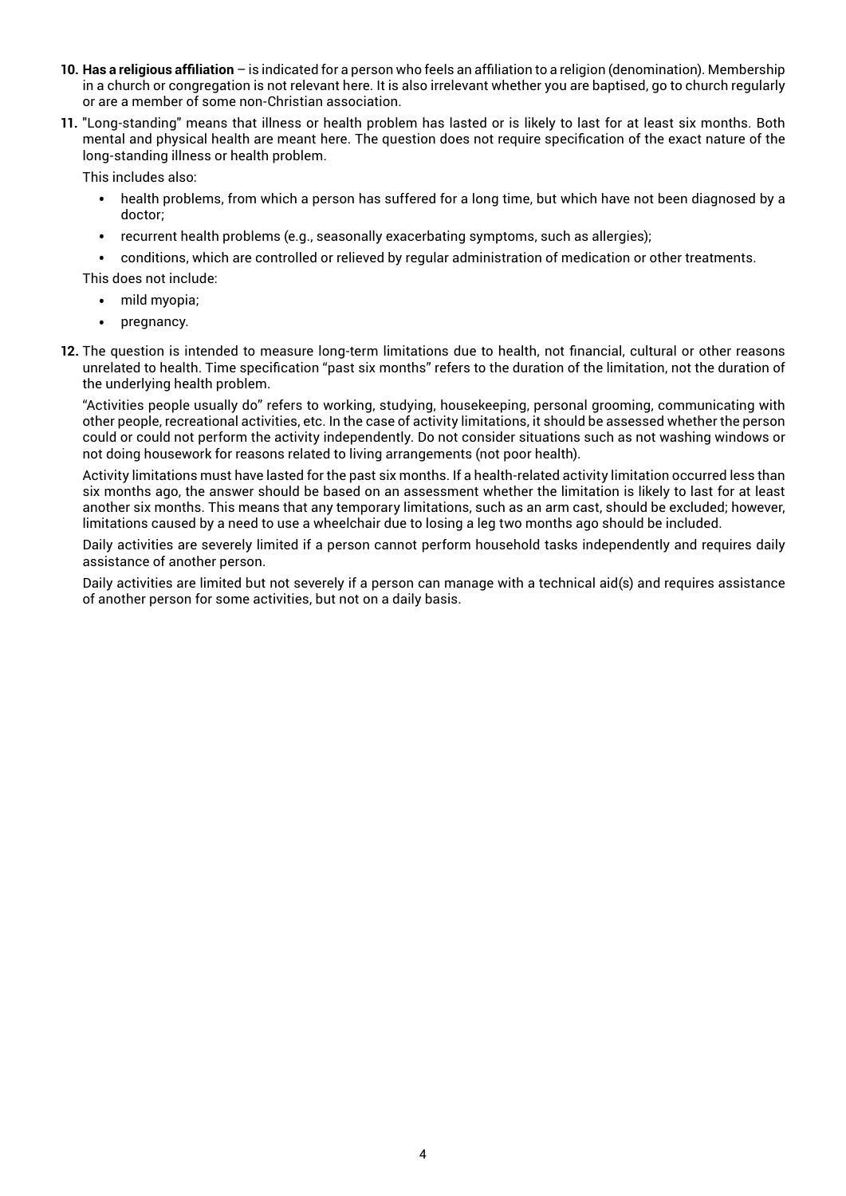10. **Has a religious affiliation** – is indicated for a person who feels an affiliation to a religion (denomination). Membership in a church or congregation is not relevant here. It is also irrelevant whether you are baptised, go to church regularly or are a member of some non-Christian association.

11. "Long-standing" means that illness or health problem has lasted or is likely to last for at least six months. Both mental and physical health are meant here. The question does not require specification of the exact nature of the long-standing illness or health problem.

    This includes also:

    - health problems, from which a person has suffered for a long time, but which have not been diagnosed by a doctor;
    - recurrent health problems (e.g., seasonally exacerbating symptoms, such as allergies);
    - conditions, which are controlled or relieved by regular administration of medication or other treatments.

    This does not include:

    - mild myopia;
    - pregnancy.

12. The question is intended to measure long-term limitations due to health, not financial, cultural or other reasons unrelated to health. Time specification "past six months" refers to the duration of the limitation, not the duration of the underlying health problem.

    "Activities people usually do" refers to working, studying, housekeeping, personal grooming, communicating with other people, recreational activities, etc. In the case of activity limitations, it should be assessed whether the person could or could not perform the activity independently. Do not consider situations such as not washing windows or not doing housework for reasons related to living arrangements (not poor health).

    Activity limitations must have lasted for the past six months. If a health-related activity limitation occurred less than six months ago, the answer should be based on an assessment whether the limitation is likely to last for at least another six months. This means that any temporary limitations, such as an arm cast, should be excluded; however, limitations caused by a need to use a wheelchair due to losing a leg two months ago should be included.

    Daily activities are severely limited if a person cannot perform household tasks independently and requires daily assistance of another person.

    Daily activities are limited but not severely if a person can manage with a technical aid(s) and requires assistance of another person for some activities, but not on a daily basis.